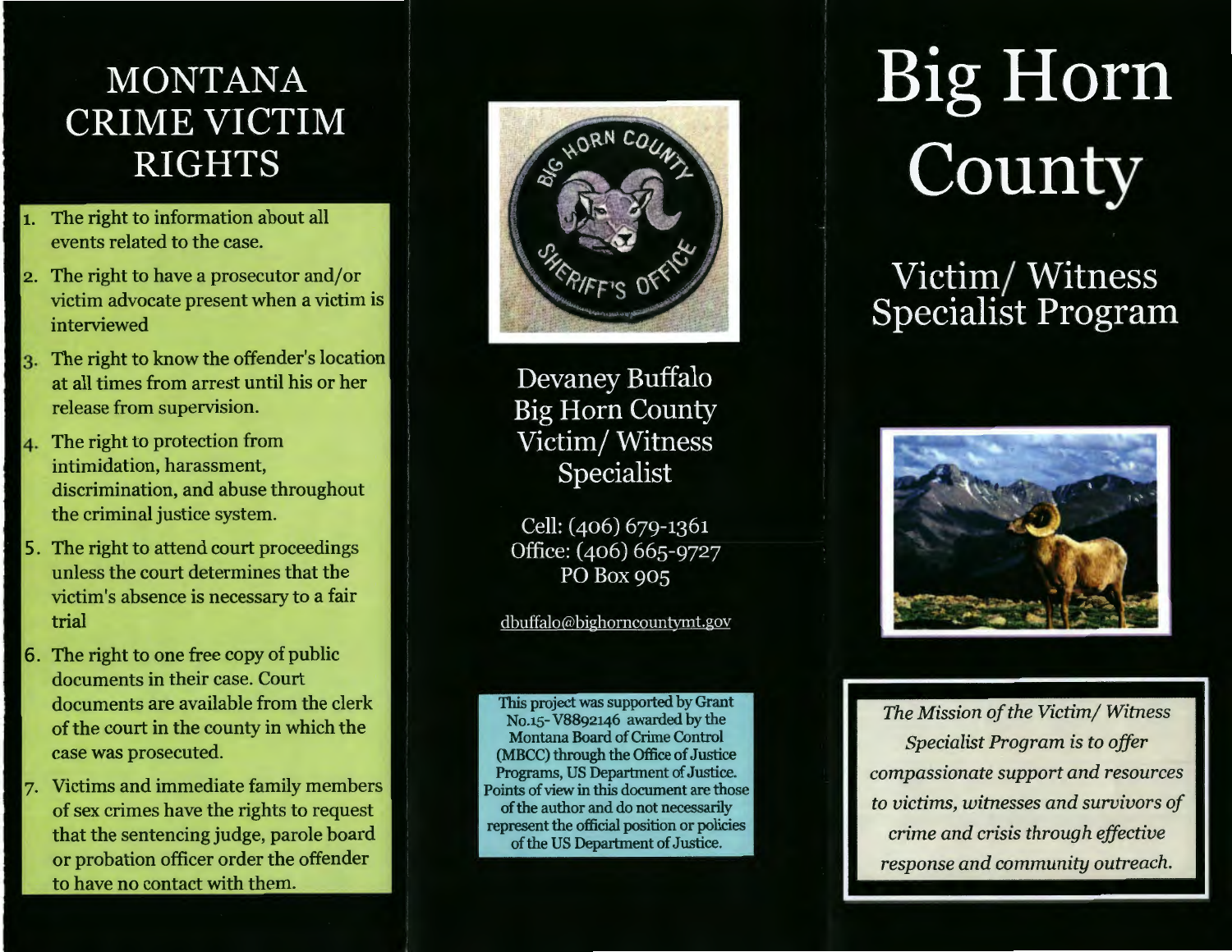# MONTANA CRIME VICTIM RIGHTS

1. The right to information about all events related to the case.
2. The right to have a prosecutor and/or victim advocate present when a victim is interviewed
3. The right to know the offender's location at all times from arrest until his or her release from supervision.
4. The right to protection from intimidation, harassment, discrimination, and abuse throughout the criminal justice system.
5. The right to attend court proceedings unless the court determines that the victim's absence is necessary to a fair trial
6. The right to one free copy of public documents in their case. Court documents are available from the clerk of the court in the county in which the case was prosecuted.
7. Victims and immediate family members of sex crimes have the rights to request that the sentencing judge, parole board or probation officer order the offender to have no contact with them.

Devaney Buffalo
Big Horn County
Victim/ Witness
Specialist

Cell: (406) 679-1361
Office: (406) 665-9727
PO Box 905

dbuffalo@bighorncountymt.gov

This project was supported by Grant No.15- V8892146 awarded by the Montana Board of Crime Control (MBCC) through the Office of Justice Programs, US Department of Justice. Points of view in this document are those of the author and do not necessarily represent the official position or policies of the US Department of Justice.

# Big Horn County

## Victim/ Witness Specialist Program

*The Mission of the Victim/ Witness Specialist Program is to offer compassionate support and resources to victims, witnesses and survivors of crime and crisis through effective response and community outreach.*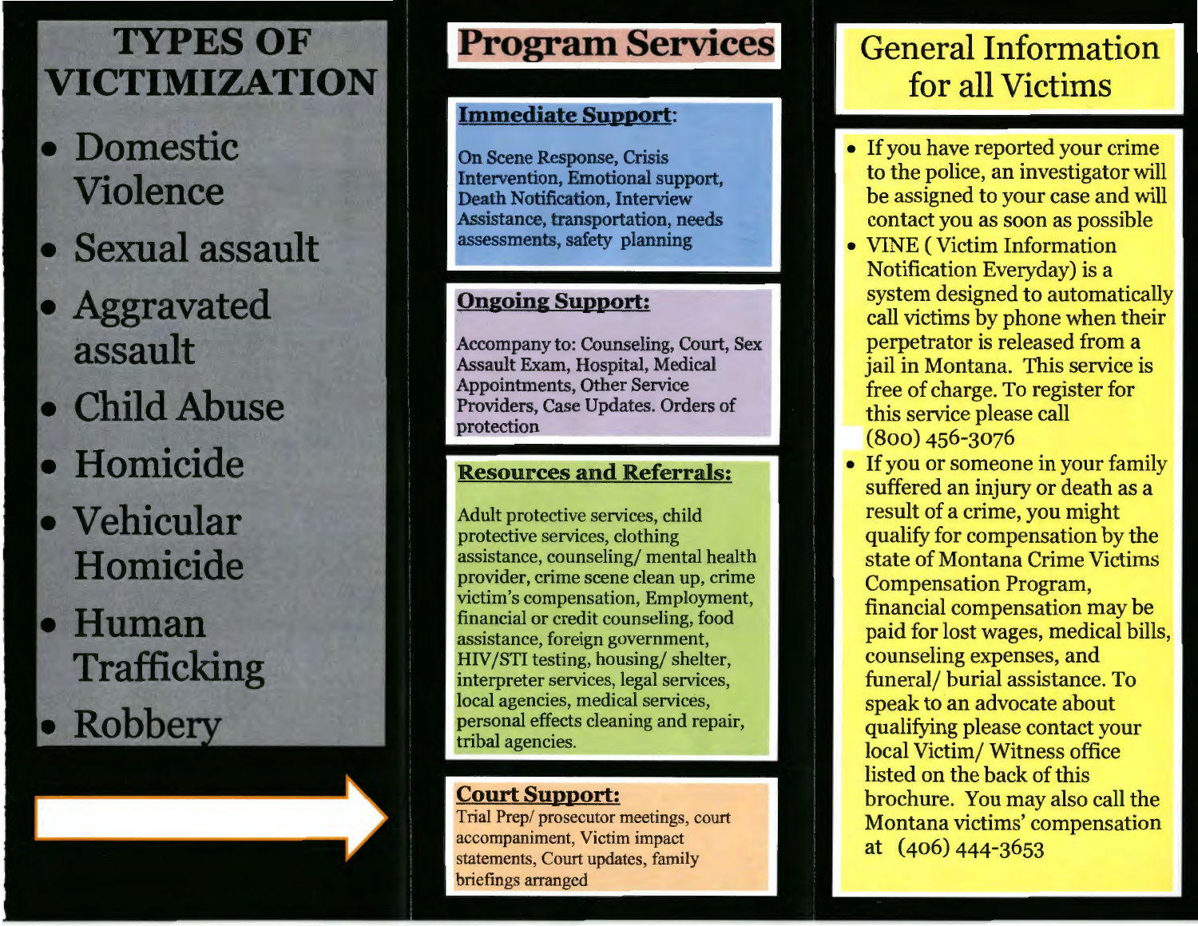# TYPES OF VICTIMIZATION

- Domestic Violence
- Sexual assault
- Aggravated assault
- Child Abuse
- Homicide
- Vehicular Homicide
- Human Trafficking
- Robbery

# Program Services

## Immediate Support:

On Scene Response, Crisis Intervention, Emotional support, Death Notification, Interview Assistance, transportation, needs assessments, safety planning

## Ongoing Support:

Accompany to: Counseling, Court, Sex Assault Exam, Hospital, Medical Appointments, Other Service Providers, Case Updates. Orders of protection

## Resources and Referrals:

Adult protective services, child protective services, clothing assistance, counseling/ mental health provider, crime scene clean up, crime victim's compensation, Employment, financial or credit counseling, food assistance, foreign government, HIV/STI testing, housing/ shelter, interpreter services, legal services, local agencies, medical services, personal effects cleaning and repair, tribal agencies.

## Court Support:

Trial Prep/ prosecutor meetings, court accompaniment, Victim impact statements, Court updates, family briefings arranged

# General Information for all Victims

- If you have reported your crime to the police, an investigator will be assigned to your case and will contact you as soon as possible
- VINE ( Victim Information Notification Everyday) is a system designed to automatically call victims by phone when their perpetrator is released from a jail in Montana. This service is free of charge. To register for this service please call (800) 456-3076
- If you or someone in your family suffered an injury or death as a result of a crime, you might qualify for compensation by the state of Montana Crime Victims Compensation Program, financial compensation may be paid for lost wages, medical bills, counseling expenses, and funeral/ burial assistance. To speak to an advocate about qualifying please contact your local Victim/ Witness office listed on the back of this brochure. You may also call the Montana victims' compensation at (406) 444-3653